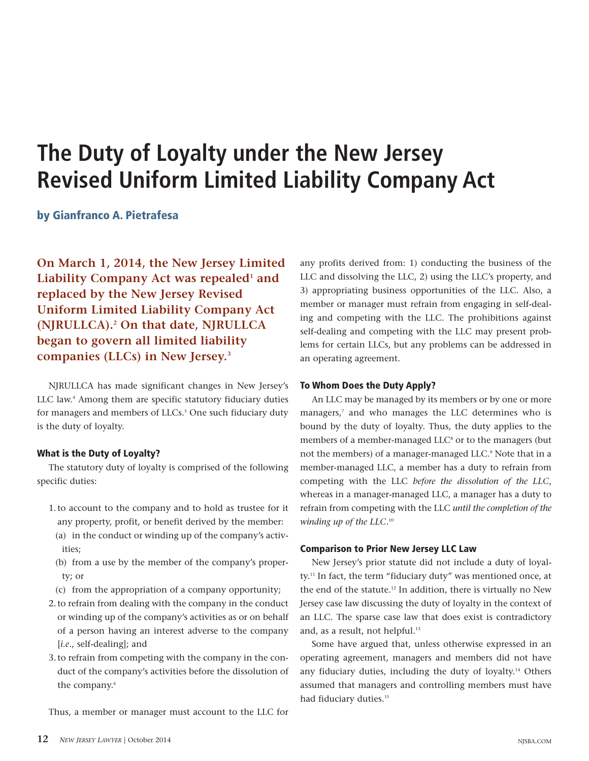# The Duty of Loyalty under the New Jersey Revised Uniform Limited Liability Company Act

## by Gianfranco A. Pietrafesa

**On March 1, 2014, the New Jersey Limited Liability Company Act was repealed[1] and replaced by the New Jersey Revised Uniform Limited Liability Company Act (NJRULLCA).[2] On that date, NJRULLCA began to govern all limited liability companies (LLCs) in New Jersey.[3]**

NJRULLCA has made significant changes in New Jersey's LLC law.[4] Among them are specific statutory fiduciary duties for managers and members of LLCs.[5] One such fiduciary duty is the duty of loyalty.

### What is the Duty of Loyalty?

The statutory duty of loyalty is comprised of the following specific duties:

1. to account to the company and to hold as trustee for it any property, profit, or benefit derived by the member:
   (a) in the conduct or winding up of the company's activities;
   (b) from a use by the member of the company's property; or
   (c) from the appropriation of a company opportunity;
2. to refrain from dealing with the company in the conduct or winding up of the company's activities as or on behalf of a person having an interest adverse to the company [*i.e.*, self-dealing]; and
3. to refrain from competing with the company in the conduct of the company's activities before the dissolution of the company.[6]

Thus, a member or manager must account to the LLC for any profits derived from: 1) conducting the business of the LLC and dissolving the LLC, 2) using the LLC's property, and 3) appropriating business opportunities of the LLC. Also, a member or manager must refrain from engaging in self-dealing and competing with the LLC. The prohibitions against self-dealing and competing with the LLC may present problems for certain LLCs, but any problems can be addressed in an operating agreement.

### To Whom Does the Duty Apply?

An LLC may be managed by its members or by one or more managers,[7] and who manages the LLC determines who is bound by the duty of loyalty. Thus, the duty applies to the members of a member-managed LLC[8] or to the managers (but not the members) of a manager-managed LLC.[9] Note that in a member-managed LLC, a member has a duty to refrain from competing with the LLC *before the dissolution of the LLC*, whereas in a manager-managed LLC, a manager has a duty to refrain from competing with the LLC *until the completion of the winding up of the LLC*.[10]

### Comparison to Prior New Jersey LLC Law

New Jersey's prior statute did not include a duty of loyalty.[11] In fact, the term "fiduciary duty" was mentioned once, at the end of the statute.[12] In addition, there is virtually no New Jersey case law discussing the duty of loyalty in the context of an LLC. The sparse case law that does exist is contradictory and, as a result, not helpful.[13]

Some have argued that, unless otherwise expressed in an operating agreement, managers and members did not have any fiduciary duties, including the duty of loyalty.[14] Others assumed that managers and controlling members must have had fiduciary duties.[15]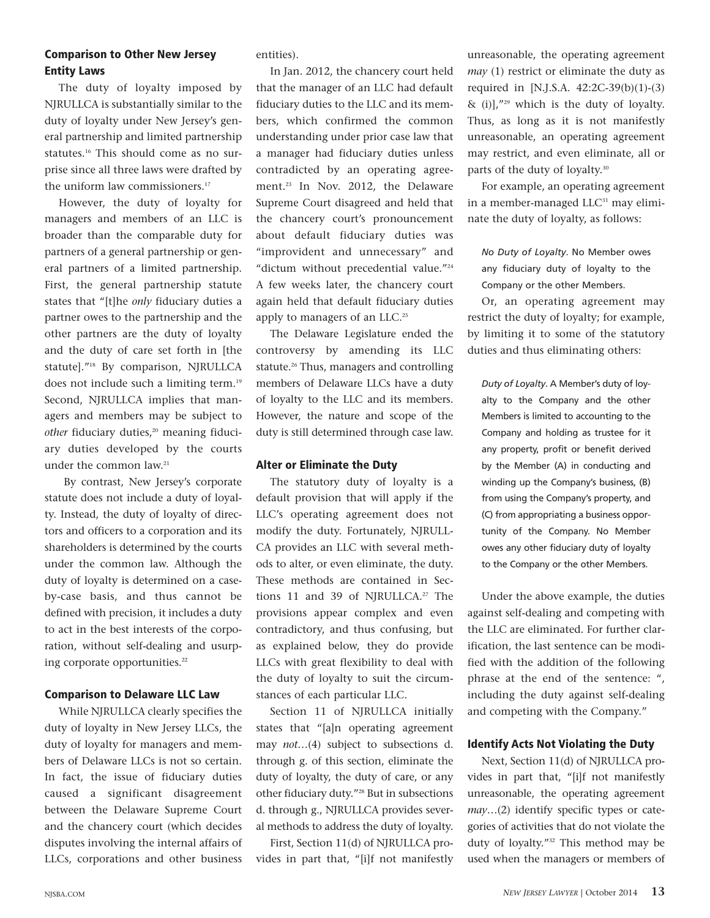## Comparison to Other New Jersey Entity Laws

The duty of loyalty imposed by NJRULLCA is substantially similar to the duty of loyalty under New Jersey's general partnership and limited partnership statutes.[16] This should come as no surprise since all three laws were drafted by the uniform law commissioners.[17]

However, the duty of loyalty for managers and members of an LLC is broader than the comparable duty for partners of a general partnership or general partners of a limited partnership. First, the general partnership statute states that "[t]he *only* fiduciary duties a partner owes to the partnership and the other partners are the duty of loyalty and the duty of care set forth in [the statute]."[18] By comparison, NJRULLCA does not include such a limiting term.[19] Second, NJRULLCA implies that managers and members may be subject to *other* fiduciary duties,[20] meaning fiduciary duties developed by the courts under the common law.[21]

By contrast, New Jersey's corporate statute does not include a duty of loyalty. Instead, the duty of loyalty of directors and officers to a corporation and its shareholders is determined by the courts under the common law. Although the duty of loyalty is determined on a case-by-case basis, and thus cannot be defined with precision, it includes a duty to act in the best interests of the corporation, without self-dealing and usurping corporate opportunities.[22]

## Comparison to Delaware LLC Law

While NJRULLCA clearly specifies the duty of loyalty in New Jersey LLCs, the duty of loyalty for managers and members of Delaware LLCs is not so certain. In fact, the issue of fiduciary duties caused a significant disagreement between the Delaware Supreme Court and the chancery court (which decides disputes involving the internal affairs of LLCs, corporations and other business entities).

In Jan. 2012, the chancery court held that the manager of an LLC had default fiduciary duties to the LLC and its members, which confirmed the common understanding under prior case law that a manager had fiduciary duties unless contradicted by an operating agreement.[23] In Nov. 2012, the Delaware Supreme Court disagreed and held that the chancery court's pronouncement about default fiduciary duties was "improvident and unnecessary" and "dictum without precedential value."[24] A few weeks later, the chancery court again held that default fiduciary duties apply to managers of an LLC.[25]

The Delaware Legislature ended the controversy by amending its LLC statute.[26] Thus, managers and controlling members of Delaware LLCs have a duty of loyalty to the LLC and its members. However, the nature and scope of the duty is still determined through case law.

## Alter or Eliminate the Duty

The statutory duty of loyalty is a default provision that will apply if the LLC's operating agreement does not modify the duty. Fortunately, NJRULLCA provides an LLC with several methods to alter, or even eliminate, the duty. These methods are contained in Sections 11 and 39 of NJRULLCA.[27] The provisions appear complex and even contradictory, and thus confusing, but as explained below, they do provide LLCs with great flexibility to deal with the duty of loyalty to suit the circumstances of each particular LLC.

Section 11 of NJRULLCA initially states that "[a]n operating agreement may *not*…(4) subject to subsections d. through g. of this section, eliminate the duty of loyalty, the duty of care, or any other fiduciary duty."[28] But in subsections d. through g., NJRULLCA provides several methods to address the duty of loyalty.

First, Section 11(d) of NJRULLCA provides in part that, "[i]f not manifestly unreasonable, the operating agreement *may* (1) restrict or eliminate the duty as required in [N.J.S.A. 42:2C-39(b)(1)-(3) & (i)],"[29] which is the duty of loyalty. Thus, as long as it is not manifestly unreasonable, an operating agreement may restrict, and even eliminate, all or parts of the duty of loyalty.[30]

For example, an operating agreement in a member-managed LLC[31] may eliminate the duty of loyalty, as follows:

> *No Duty of Loyalty*. No Member owes any fiduciary duty of loyalty to the Company or the other Members.

Or, an operating agreement may restrict the duty of loyalty; for example, by limiting it to some of the statutory duties and thus eliminating others:

> *Duty of Loyalty*. A Member's duty of loyalty to the Company and the other Members is limited to accounting to the Company and holding as trustee for it any property, profit or benefit derived by the Member (A) in conducting and winding up the Company's business, (B) from using the Company's property, and (C) from appropriating a business opportunity of the Company. No Member owes any other fiduciary duty of loyalty to the Company or the other Members.

Under the above example, the duties against self-dealing and competing with the LLC are eliminated. For further clarification, the last sentence can be modified with the addition of the following phrase at the end of the sentence: ", including the duty against self-dealing and competing with the Company."

## Identify Acts Not Violating the Duty

Next, Section 11(d) of NJRULLCA provides in part that, "[i]f not manifestly unreasonable, the operating agreement *may*…(2) identify specific types or categories of activities that do not violate the duty of loyalty."[32] This method may be used when the managers or members of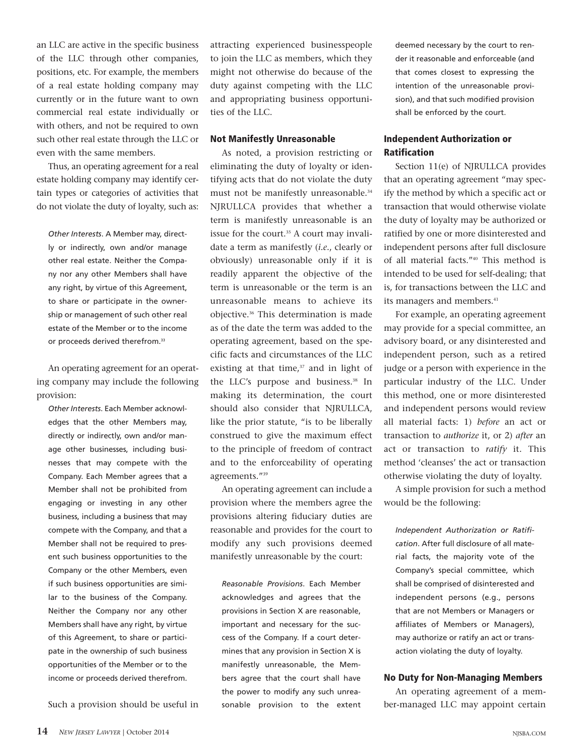an LLC are active in the specific business of the LLC through other companies, positions, etc. For example, the members of a real estate holding company may currently or in the future want to own commercial real estate individually or with others, and not be required to own such other real estate through the LLC or even with the same members.

Thus, an operating agreement for a real estate holding company may identify certain types or categories of activities that do not violate the duty of loyalty, such as:

> *Other Interests*. A Member may, directly or indirectly, own and/or manage other real estate. Neither the Company nor any other Members shall have any right, by virtue of this Agreement, to share or participate in the ownership or management of such other real estate of the Member or to the income or proceeds derived therefrom.[33]

An operating agreement for an operating company may include the following provision:

> *Other Interests*. Each Member acknowledges that the other Members may, directly or indirectly, own and/or manage other businesses, including businesses that may compete with the Company. Each Member agrees that a Member shall not be prohibited from engaging or investing in any other business, including a business that may compete with the Company, and that a Member shall not be required to present such business opportunities to the Company or the other Members, even if such business opportunities are similar to the business of the Company. Neither the Company nor any other Members shall have any right, by virtue of this Agreement, to share or participate in the ownership of such business opportunities of the Member or to the income or proceeds derived therefrom.

Such a provision should be useful in attracting experienced businesspeople to join the LLC as members, which they might not otherwise do because of the duty against competing with the LLC and appropriating business opportunities of the LLC.

### Not Manifestly Unreasonable

As noted, a provision restricting or eliminating the duty of loyalty or identifying acts that do not violate the duty must not be manifestly unreasonable.[34] NJRULLCA provides that whether a term is manifestly unreasonable is an issue for the court.[35] A court may invalidate a term as manifestly (*i.e.*, clearly or obviously) unreasonable only if it is readily apparent the objective of the term is unreasonable or the term is an unreasonable means to achieve its objective.[36] This determination is made as of the date the term was added to the operating agreement, based on the specific facts and circumstances of the LLC existing at that time,[37] and in light of the LLC's purpose and business.[38] In making its determination, the court should also consider that NJRULLCA, like the prior statute, "is to be liberally construed to give the maximum effect to the principle of freedom of contract and to the enforceability of operating agreements."[39]

An operating agreement can include a provision where the members agree the provisions altering fiduciary duties are reasonable and provides for the court to modify any such provisions deemed manifestly unreasonable by the court:

> *Reasonable Provisions*. Each Member acknowledges and agrees that the provisions in Section X are reasonable, important and necessary for the success of the Company. If a court determines that any provision in Section X is manifestly unreasonable, the Members agree that the court shall have the power to modify any such unreasonable provision to the extent deemed necessary by the court to render it reasonable and enforceable (and that comes closest to expressing the intention of the unreasonable provision), and that such modified provision shall be enforced by the court.

### Independent Authorization or Ratification

Section 11(e) of NJRULLCA provides that an operating agreement "may specify the method by which a specific act or transaction that would otherwise violate the duty of loyalty may be authorized or ratified by one or more disinterested and independent persons after full disclosure of all material facts."[40] This method is intended to be used for self-dealing; that is, for transactions between the LLC and its managers and members.[41]

For example, an operating agreement may provide for a special committee, an advisory board, or any disinterested and independent person, such as a retired judge or a person with experience in the particular industry of the LLC. Under this method, one or more disinterested and independent persons would review all material facts: 1) *before* an act or transaction to *authorize* it, or 2) *after* an act or transaction to *ratify* it. This method 'cleanses' the act or transaction otherwise violating the duty of loyalty.

A simple provision for such a method would be the following:

> *Independent Authorization or Ratification*. After full disclosure of all material facts, the majority vote of the Company's special committee, which shall be comprised of disinterested and independent persons (e.g., persons that are not Members or Managers or affiliates of Members or Managers), may authorize or ratify an act or transaction violating the duty of loyalty.

### No Duty for Non-Managing Members

An operating agreement of a member-managed LLC may appoint certain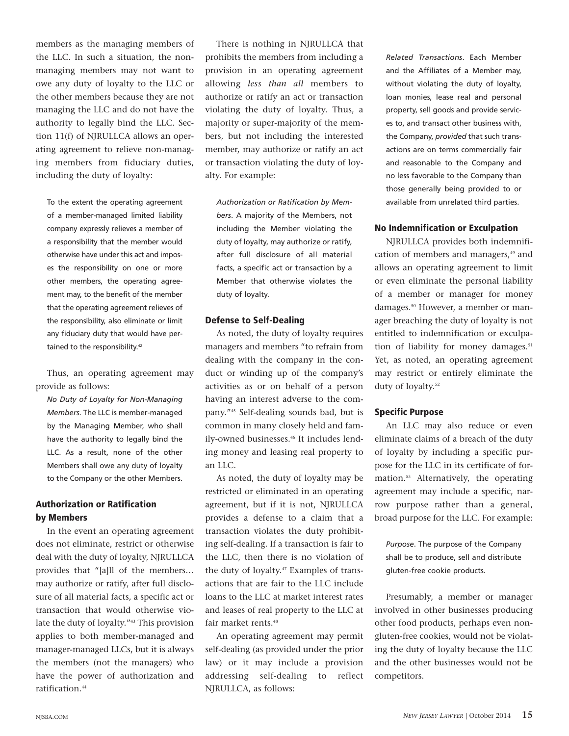members as the managing members of the LLC. In such a situation, the non-managing members may not want to owe any duty of loyalty to the LLC or the other members because they are not managing the LLC and do not have the authority to legally bind the LLC. Section 11(f) of NJRULLCA allows an operating agreement to relieve non-managing members from fiduciary duties, including the duty of loyalty:

> To the extent the operating agreement of a member-managed limited liability company expressly relieves a member of a responsibility that the member would otherwise have under this act and imposes the responsibility on one or more other members, the operating agreement may, to the benefit of the member that the operating agreement relieves of the responsibility, also eliminate or limit any fiduciary duty that would have pertained to the responsibility.[42]

Thus, an operating agreement may provide as follows:

> *No Duty of Loyalty for Non-Managing Members*. The LLC is member-managed by the Managing Member, who shall have the authority to legally bind the LLC. As a result, none of the other Members shall owe any duty of loyalty to the Company or the other Members.

### Authorization or Ratification by Members

In the event an operating agreement does not eliminate, restrict or otherwise deal with the duty of loyalty, NJRULLCA provides that "[a]ll of the members… may authorize or ratify, after full disclosure of all material facts, a specific act or transaction that would otherwise violate the duty of loyalty."[43] This provision applies to both member-managed and manager-managed LLCs, but it is always the members (not the managers) who have the power of authorization and ratification.[44]

There is nothing in NJRULLCA that prohibits the members from including a provision in an operating agreement allowing *less than all* members to authorize or ratify an act or transaction violating the duty of loyalty. Thus, a majority or super-majority of the members, but not including the interested member, may authorize or ratify an act or transaction violating the duty of loyalty. For example:

> *Authorization or Ratification by Members*. A majority of the Members, not including the Member violating the duty of loyalty, may authorize or ratify, after full disclosure of all material facts, a specific act or transaction by a Member that otherwise violates the duty of loyalty.

### Defense to Self-Dealing

As noted, the duty of loyalty requires managers and members "to refrain from dealing with the company in the conduct or winding up of the company's activities as or on behalf of a person having an interest adverse to the company."[45] Self-dealing sounds bad, but is common in many closely held and family-owned businesses.[46] It includes lending money and leasing real property to an LLC.

As noted, the duty of loyalty may be restricted or eliminated in an operating agreement, but if it is not, NJRULLCA provides a defense to a claim that a transaction violates the duty prohibiting self-dealing. If a transaction is fair to the LLC, then there is no violation of the duty of loyalty.[47] Examples of transactions that are fair to the LLC include loans to the LLC at market interest rates and leases of real property to the LLC at fair market rents.[48]

An operating agreement may permit self-dealing (as provided under the prior law) or it may include a provision addressing self-dealing to reflect NJRULLCA, as follows:

> *Related Transactions*. Each Member and the Affiliates of a Member may, without violating the duty of loyalty, loan monies, lease real and personal property, sell goods and provide services to, and transact other business with, the Company, *provided* that such transactions are on terms commercially fair and reasonable to the Company and no less favorable to the Company than those generally being provided to or available from unrelated third parties.

### No Indemnification or Exculpation

NJRULLCA provides both indemnification of members and managers,[49] and allows an operating agreement to limit or even eliminate the personal liability of a member or manager for money damages.[50] However, a member or manager breaching the duty of loyalty is not entitled to indemnification or exculpation of liability for money damages.[51] Yet, as noted, an operating agreement may restrict or entirely eliminate the duty of loyalty.[52]

### Specific Purpose

An LLC may also reduce or even eliminate claims of a breach of the duty of loyalty by including a specific purpose for the LLC in its certificate of formation.[53] Alternatively, the operating agreement may include a specific, narrow purpose rather than a general, broad purpose for the LLC. For example:

> *Purpose*. The purpose of the Company shall be to produce, sell and distribute gluten-free cookie products.

Presumably, a member or manager involved in other businesses producing other food products, perhaps even non-gluten-free cookies, would not be violating the duty of loyalty because the LLC and the other businesses would not be competitors.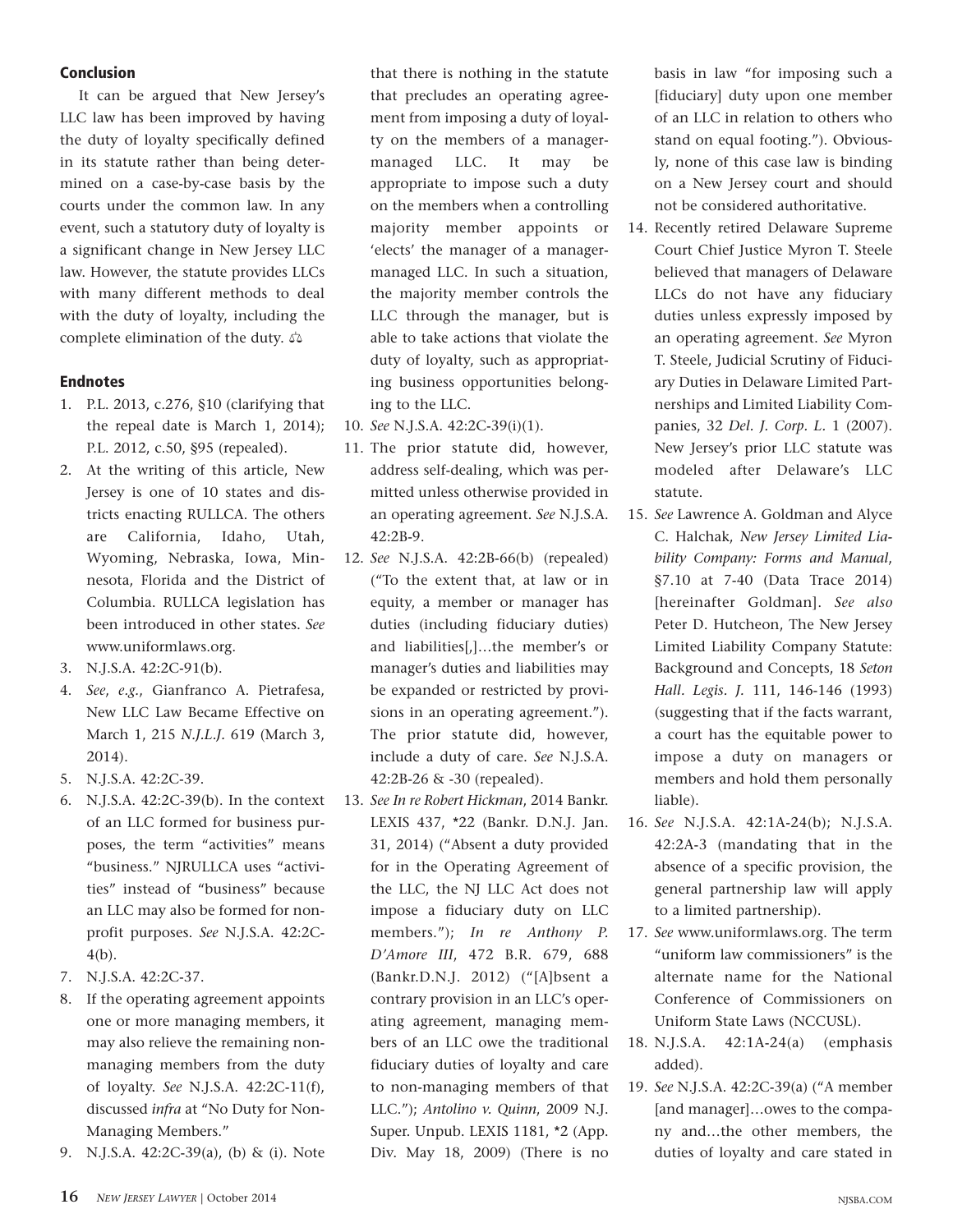### Conclusion

It can be argued that New Jersey's LLC law has been improved by having the duty of loyalty specifically defined in its statute rather than being determined on a case-by-case basis by the courts under the common law. In any event, such a statutory duty of loyalty is a significant change in New Jersey LLC law. However, the statute provides LLCs with many different methods to deal with the duty of loyalty, including the complete elimination of the duty. ⚖

### Endnotes

1. P.L. 2013, c.276, §10 (clarifying that the repeal date is March 1, 2014); P.L. 2012, c.50, §95 (repealed).
2. At the writing of this article, New Jersey is one of 10 states and districts enacting RULLCA. The others are California, Idaho, Utah, Wyoming, Nebraska, Iowa, Minnesota, Florida and the District of Columbia. RULLCA legislation has been introduced in other states. *See* www.uniformlaws.org.
3. N.J.S.A. 42:2C-91(b).
4. *See*, *e.g.*, Gianfranco A. Pietrafesa, New LLC Law Became Effective on March 1, 215 *N.J.L.J.* 619 (March 3, 2014).
5. N.J.S.A. 42:2C-39.
6. N.J.S.A. 42:2C-39(b). In the context of an LLC formed for business purposes, the term "activities" means "business." NJRULLCA uses "activities" instead of "business" because an LLC may also be formed for nonprofit purposes. *See* N.J.S.A. 42:2C-4(b).
7. N.J.S.A. 42:2C-37.
8. If the operating agreement appoints one or more managing members, it may also relieve the remaining nonmanaging members from the duty of loyalty. *See* N.J.S.A. 42:2C-11(f), discussed *infra* at "No Duty for Non-Managing Members."
9. N.J.S.A. 42:2C-39(a), (b) & (i). Note that there is nothing in the statute that precludes an operating agreement from imposing a duty of loyalty on the members of a manager-managed LLC. It may be appropriate to impose such a duty on the members when a controlling majority member appoints or 'elects' the manager of a manager-managed LLC. In such a situation, the majority member controls the LLC through the manager, but is able to take actions that violate the duty of loyalty, such as appropriating business opportunities belonging to the LLC.
10. *See* N.J.S.A. 42:2C-39(i)(1).
11. The prior statute did, however, address self-dealing, which was permitted unless otherwise provided in an operating agreement. *See* N.J.S.A. 42:2B-9.
12. *See* N.J.S.A. 42:2B-66(b) (repealed) ("To the extent that, at law or in equity, a member or manager has duties (including fiduciary duties) and liabilities[,]…the member's or manager's duties and liabilities may be expanded or restricted by provisions in an operating agreement."). The prior statute did, however, include a duty of care. *See* N.J.S.A. 42:2B-26 & -30 (repealed).
13. *See In re Robert Hickman*, 2014 Bankr. LEXIS 437, *22 (Bankr. D.N.J. Jan. 31, 2014) ("Absent a duty provided for in the Operating Agreement of the LLC, the NJ LLC Act does not impose a fiduciary duty on LLC members."); *In re Anthony P. D'Amore III*, 472 B.R. 679, 688 (Bankr.D.N.J. 2012) ("[A]bsent a contrary provision in an LLC's operating agreement, managing members of an LLC owe the traditional fiduciary duties of loyalty and care to non-managing members of that LLC."); *Antolino v. Quinn*, 2009 N.J. Super. Unpub. LEXIS 1181, *2 (App. Div. May 18, 2009) (There is no basis in law "for imposing such a [fiduciary] duty upon one member of an LLC in relation to others who stand on equal footing."). Obviously, none of this case law is binding on a New Jersey court and should not be considered authoritative.
14. Recently retired Delaware Supreme Court Chief Justice Myron T. Steele believed that managers of Delaware LLCs do not have any fiduciary duties unless expressly imposed by an operating agreement. *See* Myron T. Steele, Judicial Scrutiny of Fiduciary Duties in Delaware Limited Partnerships and Limited Liability Companies, 32 *Del. J. Corp. L.* 1 (2007). New Jersey's prior LLC statute was modeled after Delaware's LLC statute.
15. *See* Lawrence A. Goldman and Alyce C. Halchak, *New Jersey Limited Liability Company: Forms and Manual*, §7.10 at 7-40 (Data Trace 2014) [hereinafter Goldman]. *See also* Peter D. Hutcheon, The New Jersey Limited Liability Company Statute: Background and Concepts, 18 *Seton Hall. Legis. J.* 111, 146-146 (1993) (suggesting that if the facts warrant, a court has the equitable power to impose a duty on managers or members and hold them personally liable).
16. *See* N.J.S.A. 42:1A-24(b); N.J.S.A. 42:2A-3 (mandating that in the absence of a specific provision, the general partnership law will apply to a limited partnership).
17. *See* www.uniformlaws.org. The term "uniform law commissioners" is the alternate name for the National Conference of Commissioners on Uniform State Laws (NCCUSL).
18. N.J.S.A. 42:1A-24(a) (emphasis added).
19. *See* N.J.S.A. 42:2C-39(a) ("A member [and manager]…owes to the company and…the other members, the duties of loyalty and care stated in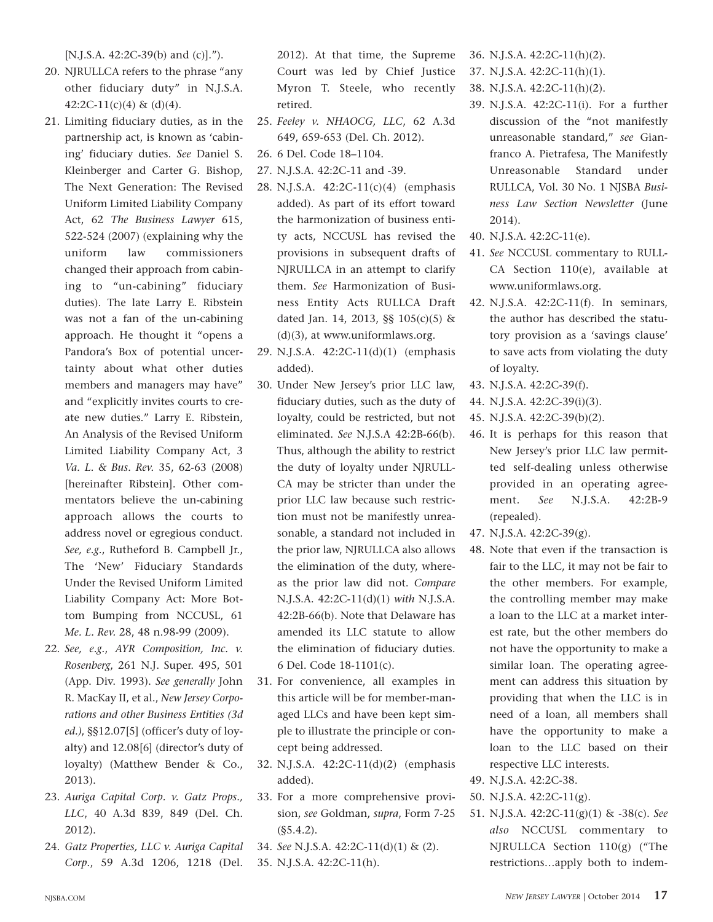[N.J.S.A. 42:2C-39(b) and (c)].").

20. NJRULLCA refers to the phrase "any other fiduciary duty" in N.J.S.A. 42:2C-11(c)(4) & (d)(4).
21. Limiting fiduciary duties, as in the partnership act, is known as 'cabining' fiduciary duties. *See* Daniel S. Kleinberger and Carter G. Bishop, The Next Generation: The Revised Uniform Limited Liability Company Act, 62 *The Business Lawyer* 615, 522-524 (2007) (explaining why the uniform law commissioners changed their approach from cabining to "un-cabining" fiduciary duties). The late Larry E. Ribstein was not a fan of the un-cabining approach. He thought it "opens a Pandora's Box of potential uncertainty about what other duties members and managers may have" and "explicitly invites courts to create new duties." Larry E. Ribstein, An Analysis of the Revised Uniform Limited Liability Company Act, 3 *Va. L. & Bus. Rev.* 35, 62-63 (2008) [hereinafter Ribstein]. Other commentators believe the un-cabining approach allows the courts to address novel or egregious conduct. *See, e.g.*, Rutheford B. Campbell Jr., The 'New' Fiduciary Standards Under the Revised Uniform Limited Liability Company Act: More Bottom Bumping from NCCUSL, 61 *Me. L. Rev.* 28, 48 n.98-99 (2009).
22. *See, e.g.*, *AYR Composition, Inc. v. Rosenberg*, 261 N.J. Super. 495, 501 (App. Div. 1993). *See generally* John R. MacKay II, et al., *New Jersey Corporations and other Business Entities (3d ed.)*, §§12.07[5] (officer's duty of loyalty) and 12.08[6] (director's duty of loyalty) (Matthew Bender & Co., 2013).
23. *Auriga Capital Corp. v. Gatz Props., LLC*, 40 A.3d 839, 849 (Del. Ch. 2012).
24. *Gatz Properties, LLC v. Auriga Capital Corp.*, 59 A.3d 1206, 1218 (Del. 2012). At that time, the Supreme Court was led by Chief Justice Myron T. Steele, who recently retired.
25. *Feeley v. NHAOCG, LLC*, 62 A.3d 649, 659-653 (Del. Ch. 2012).
26. 6 Del. Code 18–1104.
27. N.J.S.A. 42:2C-11 and -39.
28. N.J.S.A. 42:2C-11(c)(4) (emphasis added). As part of its effort toward the harmonization of business entity acts, NCCUSL has revised the provisions in subsequent drafts of NJRULLCA in an attempt to clarify them. *See* Harmonization of Business Entity Acts RULLCA Draft dated Jan. 14, 2013, §§ 105(c)(5) & (d)(3), at www.uniformlaws.org.
29. N.J.S.A. 42:2C-11(d)(1) (emphasis added).
30. Under New Jersey's prior LLC law, fiduciary duties, such as the duty of loyalty, could be restricted, but not eliminated. *See* N.J.S.A 42:2B-66(b). Thus, although the ability to restrict the duty of loyalty under NJRULLCA may be stricter than under the prior LLC law because such restriction must not be manifestly unreasonable, a standard not included in the prior law, NJRULLCA also allows the elimination of the duty, whereas the prior law did not. *Compare* N.J.S.A. 42:2C-11(d)(1) *with* N.J.S.A. 42:2B-66(b). Note that Delaware has amended its LLC statute to allow the elimination of fiduciary duties. 6 Del. Code 18-1101(c).
31. For convenience, all examples in this article will be for member-managed LLCs and have been kept simple to illustrate the principle or concept being addressed.
32. N.J.S.A. 42:2C-11(d)(2) (emphasis added).
33. For a more comprehensive provision, *see* Goldman, *supra*, Form 7-25 (§5.4.2).
34. *See* N.J.S.A. 42:2C-11(d)(1) & (2).
35. N.J.S.A. 42:2C-11(h).
36. N.J.S.A. 42:2C-11(h)(2).
37. N.J.S.A. 42:2C-11(h)(1).
38. N.J.S.A. 42:2C-11(h)(2).
39. N.J.S.A. 42:2C-11(i). For a further discussion of the "not manifestly unreasonable standard," *see* Gianfranco A. Pietrafesa, The Manifestly Unreasonable Standard under RULLCA, Vol. 30 No. 1 NJSBA *Business Law Section Newsletter* (June 2014).
40. N.J.S.A. 42:2C-11(e).
41. *See* NCCUSL commentary to RULLCA Section 110(e), available at www.uniformlaws.org.
42. N.J.S.A. 42:2C-11(f). In seminars, the author has described the statutory provision as a 'savings clause' to save acts from violating the duty of loyalty.
43. N.J.S.A. 42:2C-39(f).
44. N.J.S.A. 42:2C-39(i)(3).
45. N.J.S.A. 42:2C-39(b)(2).
46. It is perhaps for this reason that New Jersey's prior LLC law permitted self-dealing unless otherwise provided in an operating agreement. *See* N.J.S.A. 42:2B-9 (repealed).
47. N.J.S.A. 42:2C-39(g).
48. Note that even if the transaction is fair to the LLC, it may not be fair to the other members. For example, the controlling member may make a loan to the LLC at a market interest rate, but the other members do not have the opportunity to make a similar loan. The operating agreement can address this situation by providing that when the LLC is in need of a loan, all members shall have the opportunity to make a loan to the LLC based on their respective LLC interests.
49. N.J.S.A. 42:2C-38.
50. N.J.S.A. 42:2C-11(g).
51. N.J.S.A. 42:2C-11(g)(1) & -38(c). *See also* NCCUSL commentary to NJRULLCA Section 110(g) ("The restrictions…apply both to indem-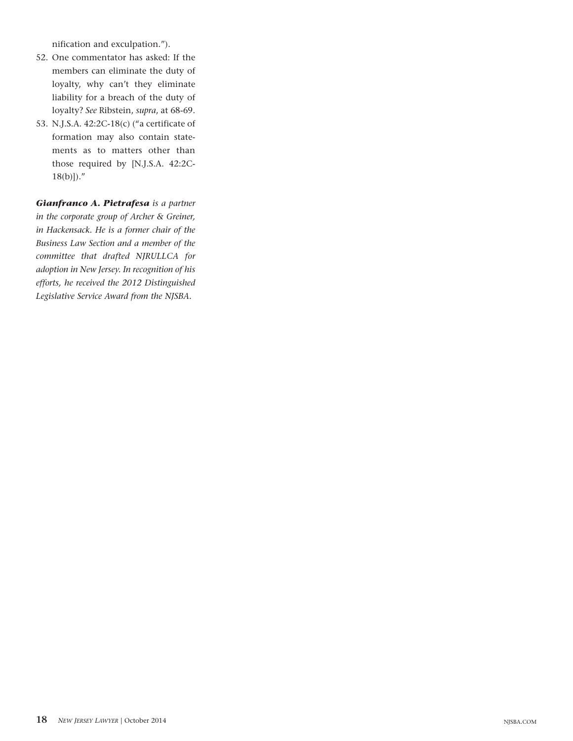nification and exculpation.").

52. One commentator has asked: If the members can eliminate the duty of loyalty, why can't they eliminate liability for a breach of the duty of loyalty? *See* Ribstein, *supra*, at 68-69.
53. N.J.S.A. 42:2C-18(c) ("a certificate of formation may also contain statements as to matters other than those required by [N.J.S.A. 42:2C-18(b)])."

***Gianfranco A. Pietrafesa*** *is a partner in the corporate group of Archer & Greiner, in Hackensack. He is a former chair of the Business Law Section and a member of the committee that drafted NJRULLCA for adoption in New Jersey. In recognition of his efforts, he received the 2012 Distinguished Legislative Service Award from the NJSBA.*